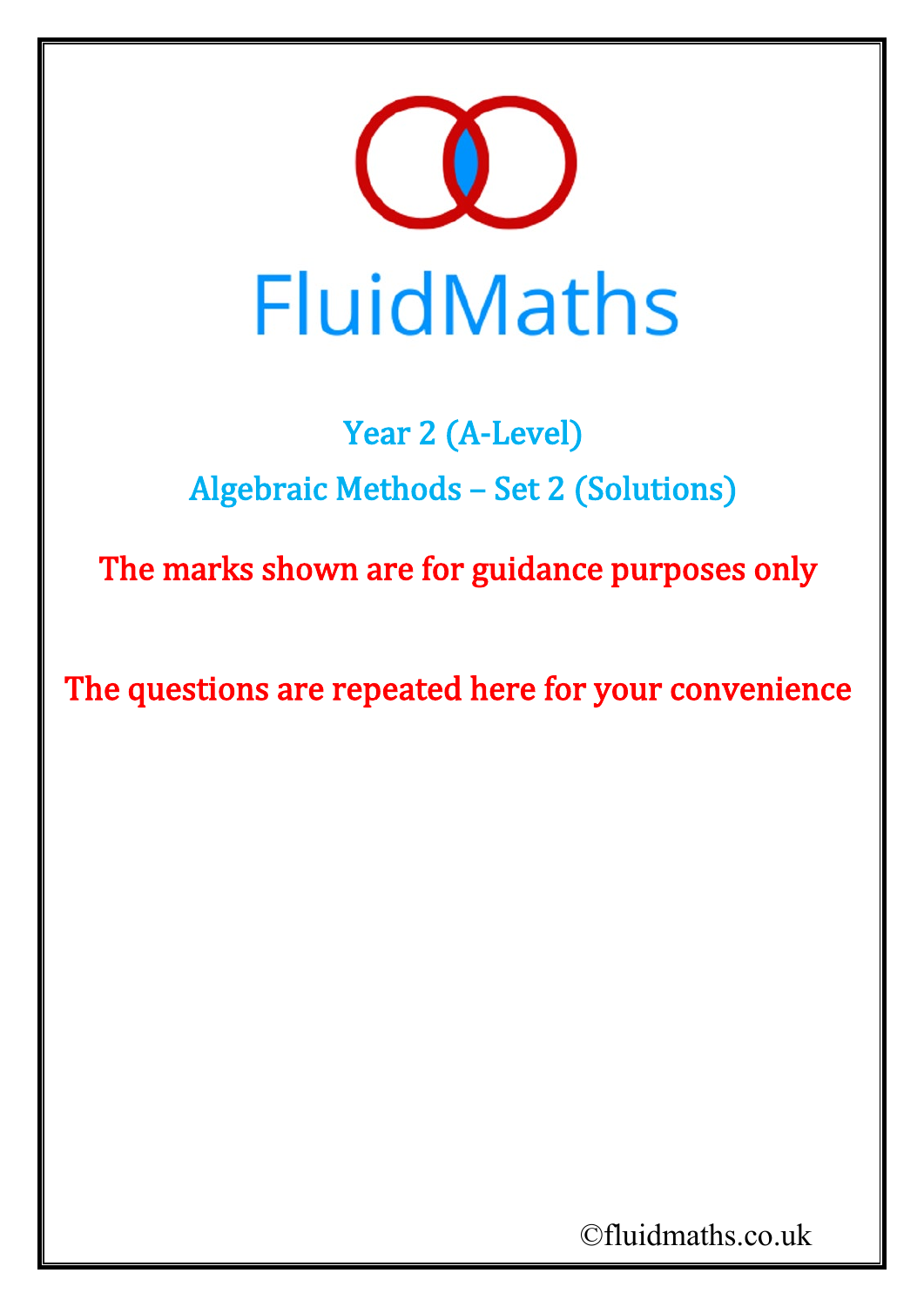# FluidMaths

## Year 2 (A-Level)

## Algebraic Methods – Set 2 (Solutions)

**The marks shown are for guidance purposes only**

**The questions are repeated here for your convenience**

©fluidmaths.co.uk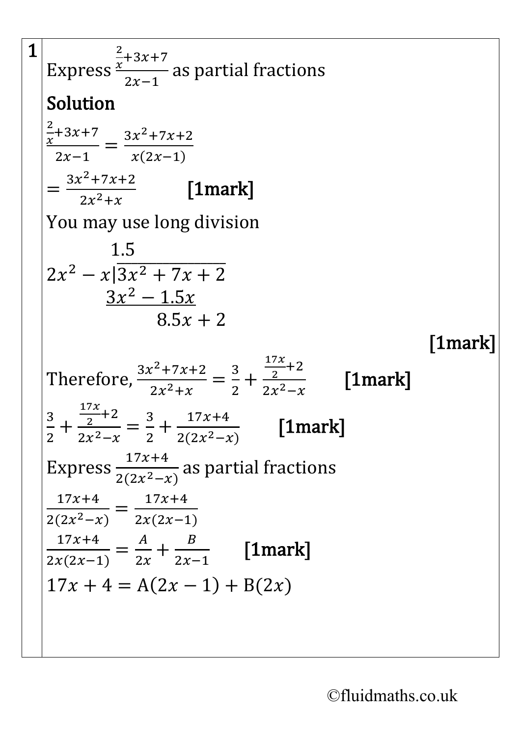**1**

Express $\frac{\frac{2}{x}+3x+7}{2x-1}$ as partial fractions

**Solution**

$$\frac{\frac{2}{x}+3x+7}{2x-1} = \frac{3x^2+7x+2}{x(2x-1)}$$

$$= \frac{3x^2+7x+2}{2x^2+x} \qquad \textbf{[1mark]}$$

You may use long division

$$\begin{array}{r} 1.5 \phantom{xxxxxxxxx} \\ 2x^2 - x \,|\, \overline{3x^2 + 7x + 2} \\ \underline{3x^2 - 1.5x} \phantom{xx} \\ 8.5x + 2 \end{array}$$

**[1mark]**

Therefore, $\frac{3x^2+7x+2}{2x^2+x} = \frac{3}{2} + \frac{\frac{17x}{2}+2}{2x^2-x}$ **[1mark]**

$$\frac{3}{2} + \frac{\frac{17x}{2}+2}{2x^2-x} = \frac{3}{2} + \frac{17x+4}{2(2x^2-x)} \qquad \textbf{[1mark]}$$

Express $\frac{17x+4}{2(2x^2-x)}$ as partial fractions

$$\frac{17x+4}{2(2x^2-x)} = \frac{17x+4}{2x(2x-1)}$$

$$\frac{17x+4}{2x(2x-1)} = \frac{A}{2x} + \frac{B}{2x-1} \qquad \textbf{[1mark]}$$

$$17x + 4 = \mathrm{A}(2x-1) + \mathrm{B}(2x)$$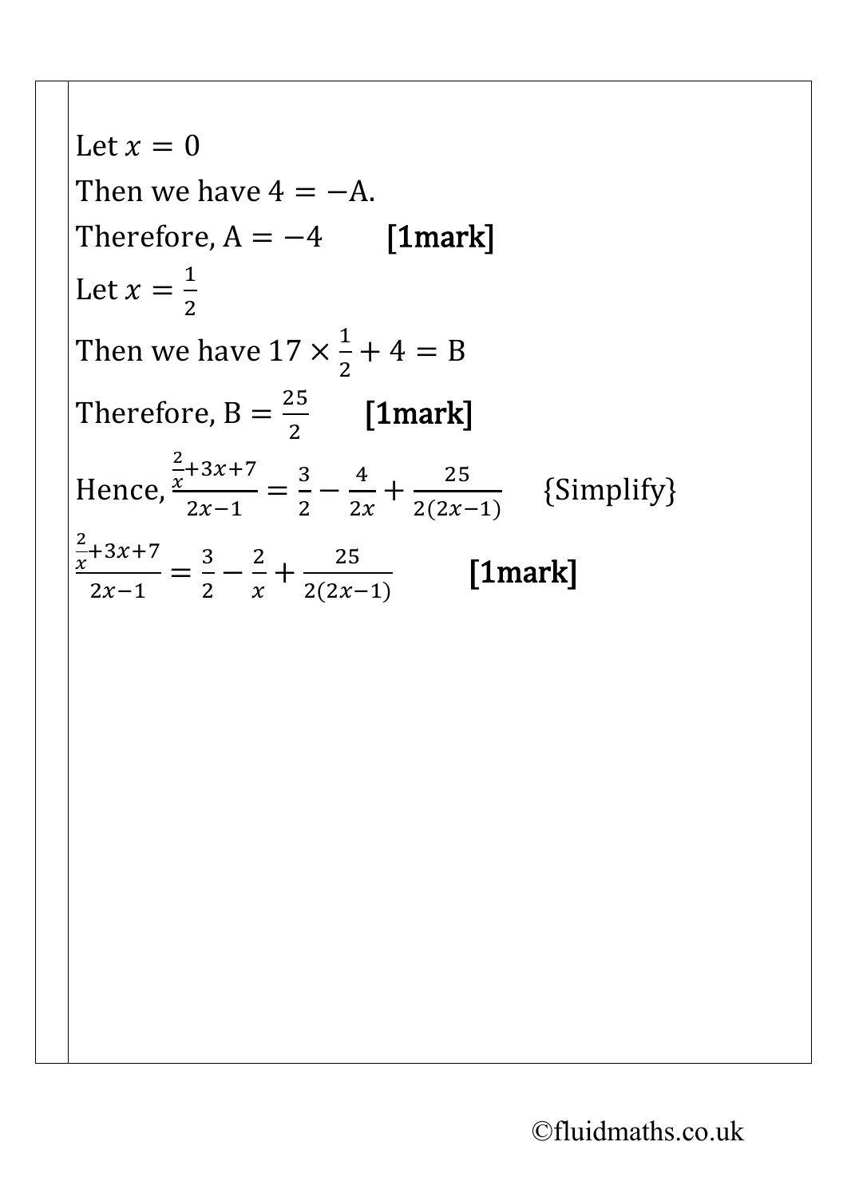Let $x = 0$

Then we have $4 = -\text{A}$.

Therefore, $\text{A} = -4$ **[1mark]**

Let $x = \frac{1}{2}$

Then we have $17 \times \frac{1}{2} + 4 = \text{B}$

Therefore, $\text{B} = \frac{25}{2}$ **[1mark]**

Hence, $\frac{\frac{2}{x}+3x+7}{2x-1} = \frac{3}{2} - \frac{4}{2x} + \frac{25}{2(2x-1)}$ {Simplify}

$\frac{\frac{2}{x}+3x+7}{2x-1} = \frac{3}{2} - \frac{2}{x} + \frac{25}{2(2x-1)}$ **[1mark]**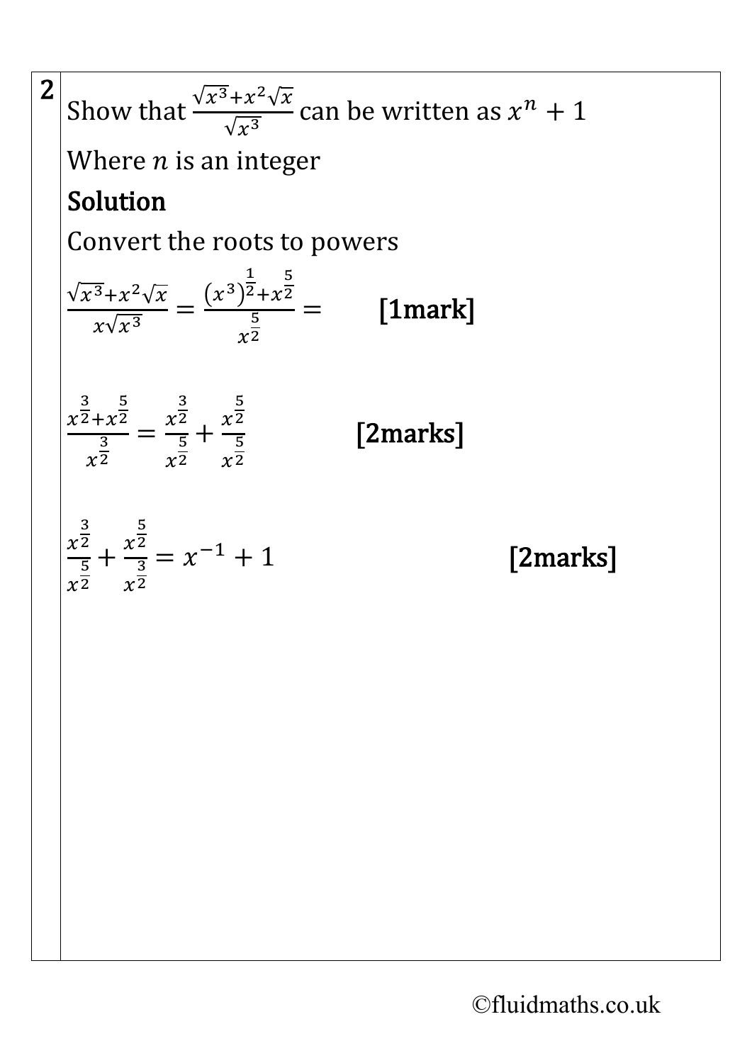**2**

Show that $\frac{\sqrt{x^3}+x^2\sqrt{x}}{\sqrt{x^3}}$ can be written as $x^n + 1$

Where $n$ is an integer

**Solution**

Convert the roots to powers

$$\frac{\sqrt{x^3}+x^2\sqrt{x}}{x\sqrt{x^3}} = \frac{\left(x^3\right)^{\frac{1}{2}}+x^{\frac{5}{2}}}{x^{\frac{5}{2}}} =$$ **[1mark]**

$$\frac{x^{\frac{3}{2}}+x^{\frac{5}{2}}}{x^{\frac{3}{2}}} = \frac{x^{\frac{3}{2}}}{x^{\frac{5}{2}}} + \frac{x^{\frac{5}{2}}}{x^{\frac{5}{2}}}$$ **[2marks]**

$$\frac{x^{\frac{3}{2}}}{x^{\frac{5}{2}}} + \frac{x^{\frac{5}{2}}}{x^{\frac{3}{2}}} = x^{-1} + 1$$ **[2marks]**

©fluidmaths.co.uk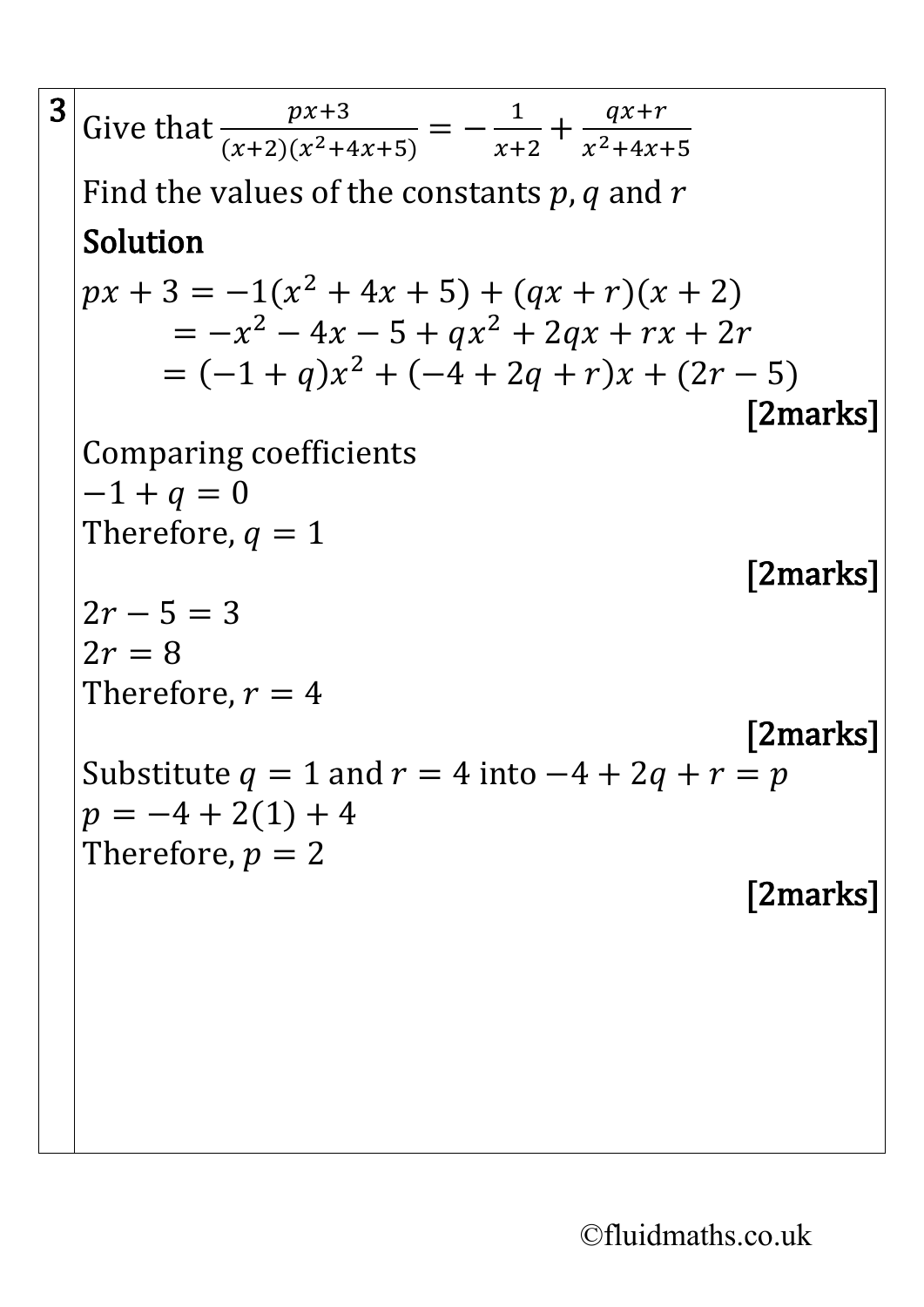**3** Give that $\frac{px+3}{(x+2)(x^2+4x+5)} = -\frac{1}{x+2} + \frac{qx+r}{x^2+4x+5}$

Find the values of the constants $p, q$ and $r$

**Solution**

$$px + 3 = -1(x^2 + 4x + 5) + (qx + r)(x + 2)$$
$$= -x^2 - 4x - 5 + qx^2 + 2qx + rx + 2r$$
$$= (-1 + q)x^2 + (-4 + 2q + r)x + (2r - 5)$$

**[2marks]**

Comparing coefficients

$-1 + q = 0$

Therefore, $q = 1$

**[2marks]**

$2r - 5 = 3$

$2r = 8$

Therefore, $r = 4$

**[2marks]**

Substitute $q = 1$ and $r = 4$ into $-4 + 2q + r = p$

$p = -4 + 2(1) + 4$

Therefore, $p = 2$

**[2marks]**

©fluidmaths.co.uk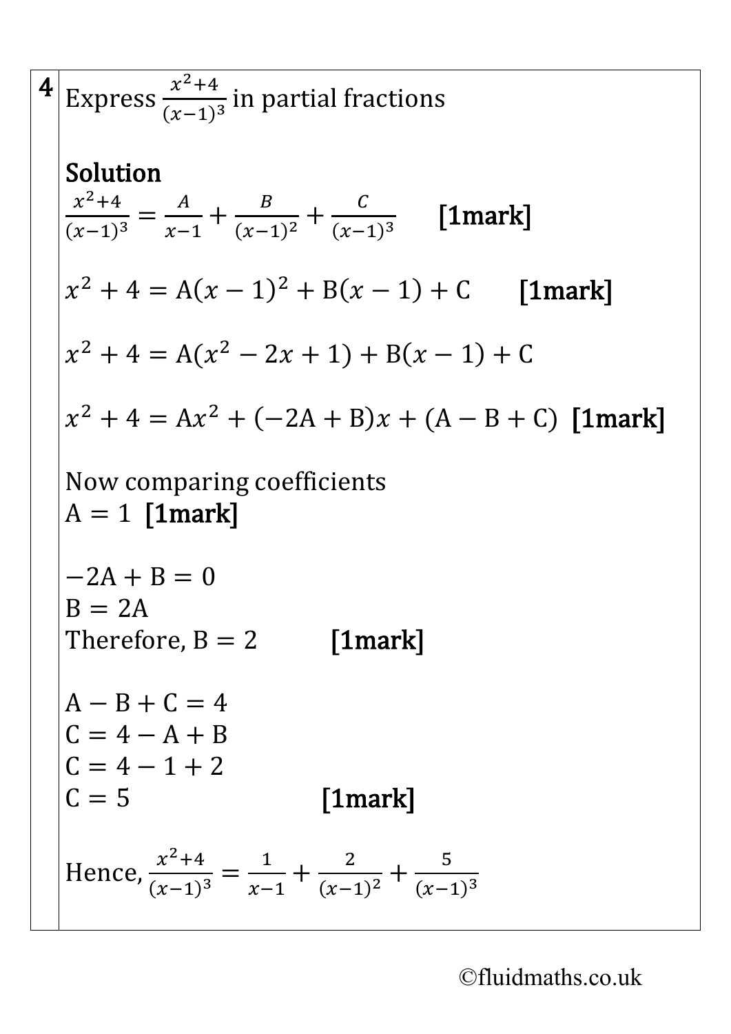**4** Express $\frac{x^2+4}{(x-1)^3}$ in partial fractions

**Solution**

$\frac{x^2+4}{(x-1)^3} = \frac{A}{x-1} + \frac{B}{(x-1)^2} + \frac{C}{(x-1)^3}$ **[1mark]**

$x^2 + 4 = \text{A}(x-1)^2 + \text{B}(x-1) + \text{C}$ **[1mark]**

$x^2 + 4 = \text{A}(x^2 - 2x + 1) + \text{B}(x-1) + \text{C}$

$x^2 + 4 = \text{A}x^2 + (-2\text{A} + \text{B})x + (\text{A} - \text{B} + \text{C})$ **[1mark]**

Now comparing coefficients

$\text{A} = 1$ **[1mark]**

$-2\text{A} + \text{B} = 0$

$\text{B} = 2\text{A}$

Therefore, $\text{B} = 2$ **[1mark]**

$\text{A} - \text{B} + \text{C} = 4$

$\text{C} = 4 - \text{A} + \text{B}$

$\text{C} = 4 - 1 + 2$

$\text{C} = 5$ **[1mark]**

Hence, $\frac{x^2+4}{(x-1)^3} = \frac{1}{x-1} + \frac{2}{(x-1)^2} + \frac{5}{(x-1)^3}$

©fluidmaths.co.uk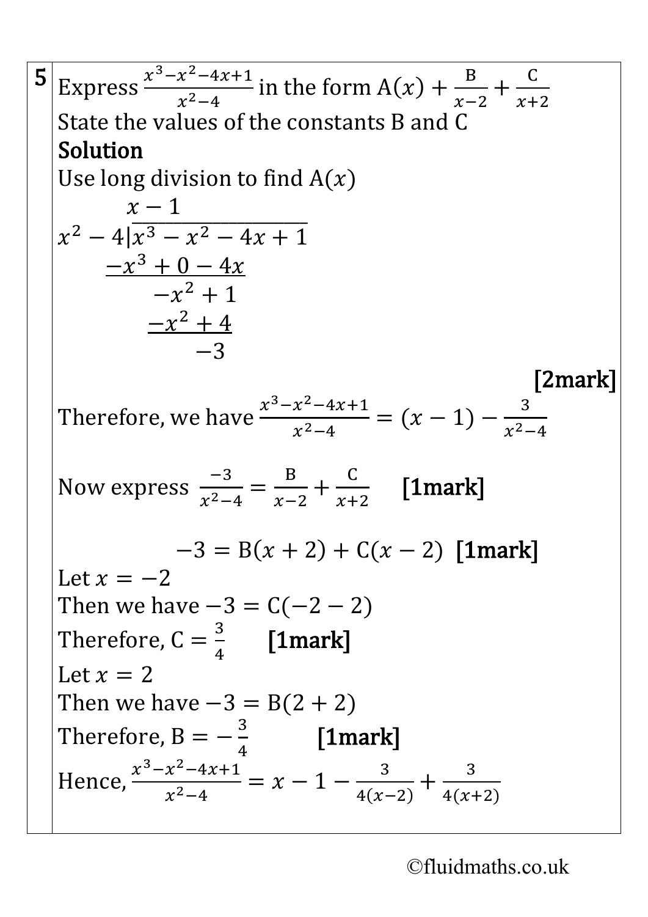**5** Express $\frac{x^3-x^2-4x+1}{x^2-4}$ in the form $A(x)+\frac{B}{x-2}+\frac{C}{x+2}$

State the values of the constants B and C

**Solution**

Use long division to find $A(x)$

$$\begin{array}{r|l} & x-1 \\ x^2-4 & x^3-x^2-4x+1 \\ & \underline{-x^3+0-4x} \\ & -x^2+1 \\ & \underline{-x^2+4} \\ & -3 \end{array}$$

**[2mark]**

Therefore, we have $\frac{x^3-x^2-4x+1}{x^2-4}=(x-1)-\frac{3}{x^2-4}$

Now express $\frac{-3}{x^2-4}=\frac{B}{x-2}+\frac{C}{x+2}$ **[1mark]**

$$-3=B(x+2)+C(x-2) \quad \textbf{[1mark]}$$

Let $x=-2$

Then we have $-3=C(-2-2)$

Therefore, $C=\frac{3}{4}$ **[1mark]**

Let $x=2$

Then we have $-3=B(2+2)$

Therefore, $B=-\frac{3}{4}$ **[1mark]**

Hence, $\frac{x^3-x^2-4x+1}{x^2-4}=x-1-\frac{3}{4(x-2)}+\frac{3}{4(x+2)}$

©fluidmaths.co.uk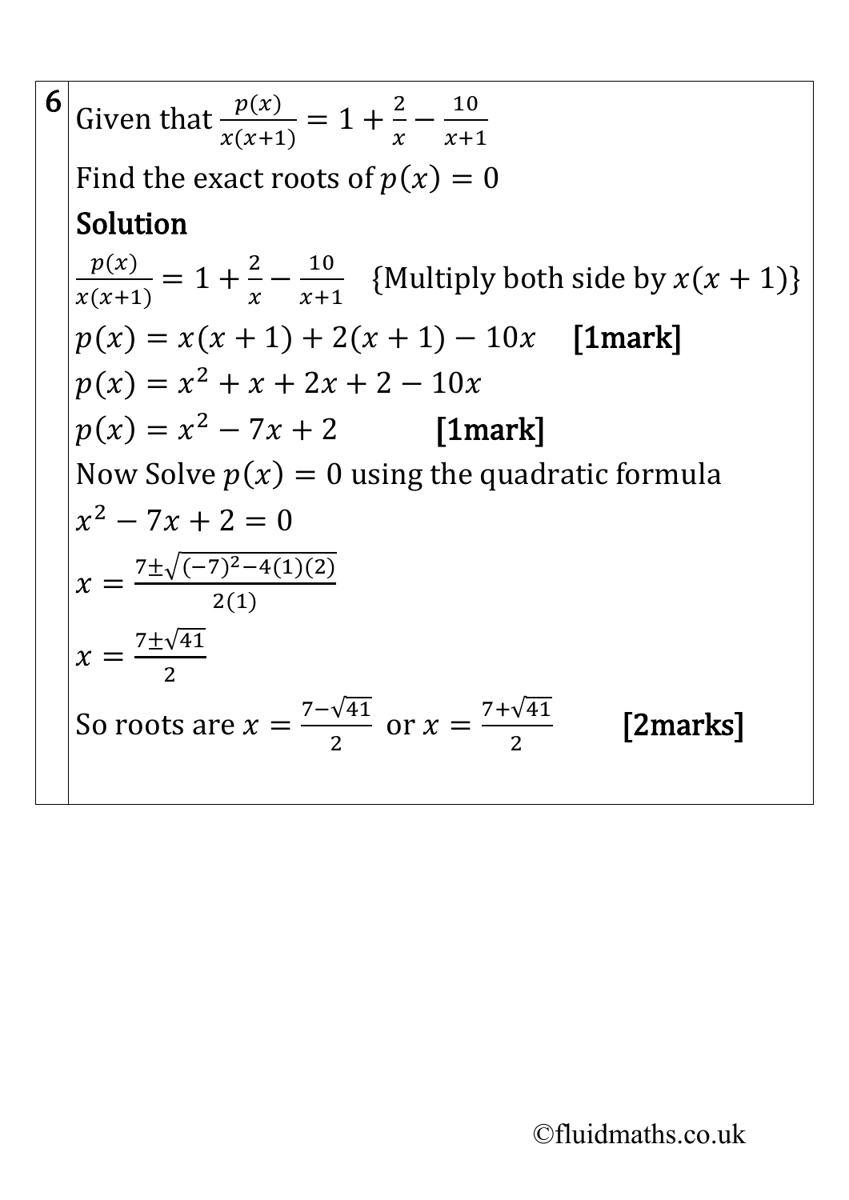**6**

Given that $\frac{p(x)}{x(x+1)} = 1 + \frac{2}{x} - \frac{10}{x+1}$

Find the exact roots of $p(x) = 0$

**Solution**

$\frac{p(x)}{x(x+1)} = 1 + \frac{2}{x} - \frac{10}{x+1}$ {Multiply both side by $x(x+1)$}

$p(x) = x(x+1) + 2(x+1) - 10x$ **[1mark]**

$p(x) = x^2 + x + 2x + 2 - 10x$

$p(x) = x^2 - 7x + 2$ **[1mark]**

Now Solve $p(x) = 0$ using the quadratic formula

$x^2 - 7x + 2 = 0$

$x = \frac{7 \pm \sqrt{(-7)^2 - 4(1)(2)}}{2(1)}$

$x = \frac{7 \pm \sqrt{41}}{2}$

So roots are $x = \frac{7-\sqrt{41}}{2}$ or $x = \frac{7+\sqrt{41}}{2}$ **[2marks]**

©fluidmaths.co.uk